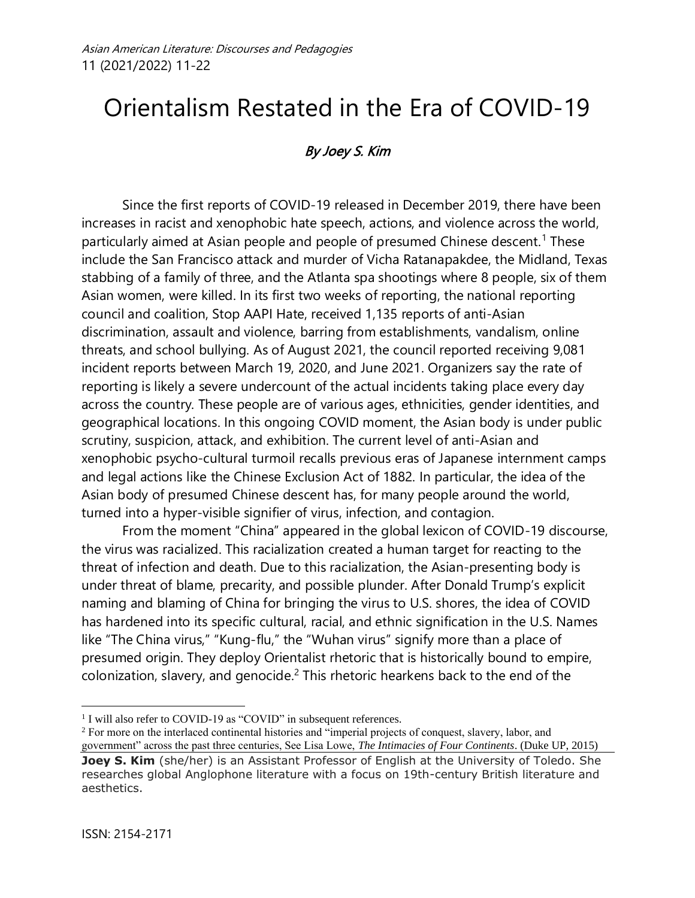# Orientalism Restated in the Era of COVID-19

*By Joey S. Kim*

Since the first reports of COVID-19 released in December 2019, there have been increases in racist and xenophobic hate speech, actions, and violence across the world, particularly aimed at Asian people and people of presumed Chinese descent.[1] These include the San Francisco attack and murder of Vicha Ratanapakdee, the Midland, Texas stabbing of a family of three, and the Atlanta spa shootings where 8 people, six of them Asian women, were killed. In its first two weeks of reporting, the national reporting council and coalition, Stop AAPI Hate, received 1,135 reports of anti-Asian discrimination, assault and violence, barring from establishments, vandalism, online threats, and school bullying. As of August 2021, the council reported receiving 9,081 incident reports between March 19, 2020, and June 2021. Organizers say the rate of reporting is likely a severe undercount of the actual incidents taking place every day across the country. These people are of various ages, ethnicities, gender identities, and geographical locations. In this ongoing COVID moment, the Asian body is under public scrutiny, suspicion, attack, and exhibition. The current level of anti-Asian and xenophobic psycho-cultural turmoil recalls previous eras of Japanese internment camps and legal actions like the Chinese Exclusion Act of 1882. In particular, the idea of the Asian body of presumed Chinese descent has, for many people around the world, turned into a hyper-visible signifier of virus, infection, and contagion.

From the moment "China" appeared in the global lexicon of COVID-19 discourse, the virus was racialized. This racialization created a human target for reacting to the threat of infection and death. Due to this racialization, the Asian-presenting body is under threat of blame, precarity, and possible plunder. After Donald Trump's explicit naming and blaming of China for bringing the virus to U.S. shores, the idea of COVID has hardened into its specific cultural, racial, and ethnic signification in the U.S. Names like "The China virus," "Kung-flu," the "Wuhan virus" signify more than a place of presumed origin. They deploy Orientalist rhetoric that is historically bound to empire, colonization, slavery, and genocide.[2] This rhetoric hearkens back to the end of the

---

[1] I will also refer to COVID-19 as "COVID" in subsequent references.

[2] For more on the interlaced continental histories and "imperial projects of conquest, slavery, labor, and government" across the past three centuries, See Lisa Lowe, *The Intimacies of Four Continents*. (Duke UP, 2015)

**Joey S. Kim** (she/her) is an Assistant Professor of English at the University of Toledo. She researches global Anglophone literature with a focus on 19th-century British literature and aesthetics.

ISSN: 2154-2171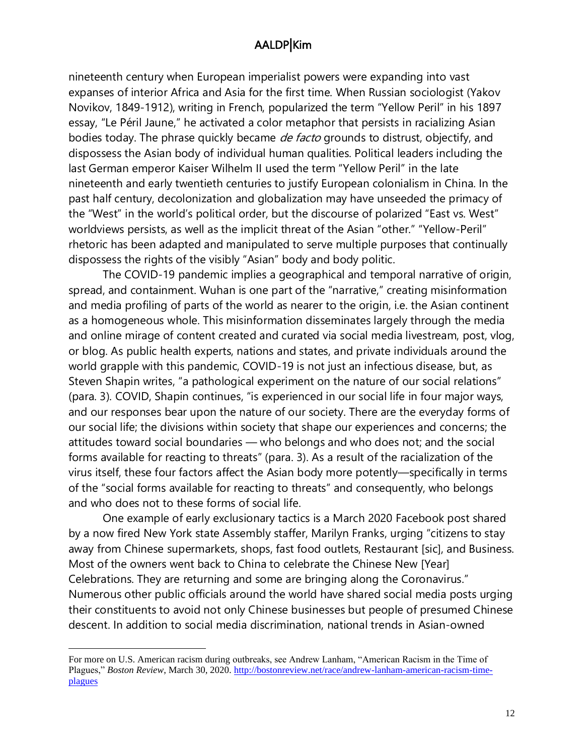nineteenth century when European imperialist powers were expanding into vast expanses of interior Africa and Asia for the first time. When Russian sociologist (Yakov Novikov, 1849-1912), writing in French, popularized the term "Yellow Peril" in his 1897 essay, "Le Péril Jaune," he activated a color metaphor that persists in racializing Asian bodies today. The phrase quickly became *de facto* grounds to distrust, objectify, and dispossess the Asian body of individual human qualities. Political leaders including the last German emperor Kaiser Wilhelm II used the term "Yellow Peril" in the late nineteenth and early twentieth centuries to justify European colonialism in China. In the past half century, decolonization and globalization may have unseeded the primacy of the "West" in the world's political order, but the discourse of polarized "East vs. West" worldviews persists, as well as the implicit threat of the Asian "other." "Yellow-Peril" rhetoric has been adapted and manipulated to serve multiple purposes that continually dispossess the rights of the visibly "Asian" body and body politic.

The COVID-19 pandemic implies a geographical and temporal narrative of origin, spread, and containment. Wuhan is one part of the "narrative," creating misinformation and media profiling of parts of the world as nearer to the origin, i.e. the Asian continent as a homogeneous whole. This misinformation disseminates largely through the media and online mirage of content created and curated via social media livestream, post, vlog, or blog. As public health experts, nations and states, and private individuals around the world grapple with this pandemic, COVID-19 is not just an infectious disease, but, as Steven Shapin writes, "a pathological experiment on the nature of our social relations" (para. 3). COVID, Shapin continues, "is experienced in our social life in four major ways, and our responses bear upon the nature of our society. There are the everyday forms of our social life; the divisions within society that shape our experiences and concerns; the attitudes toward social boundaries — who belongs and who does not; and the social forms available for reacting to threats" (para. 3). As a result of the racialization of the virus itself, these four factors affect the Asian body more potently—specifically in terms of the "social forms available for reacting to threats" and consequently, who belongs and who does not to these forms of social life.

One example of early exclusionary tactics is a March 2020 Facebook post shared by a now fired New York state Assembly staffer, Marilyn Franks, urging "citizens to stay away from Chinese supermarkets, shops, fast food outlets, Restaurant [sic], and Business. Most of the owners went back to China to celebrate the Chinese New [Year] Celebrations. They are returning and some are bringing along the Coronavirus." Numerous other public officials around the world have shared social media posts urging their constituents to avoid not only Chinese businesses but people of presumed Chinese descent. In addition to social media discrimination, national trends in Asian-owned

---

For more on U.S. American racism during outbreaks, see Andrew Lanham, "American Racism in the Time of Plagues," *Boston Review*, March 30, 2020. http://bostonreview.net/race/andrew-lanham-american-racism-time-plagues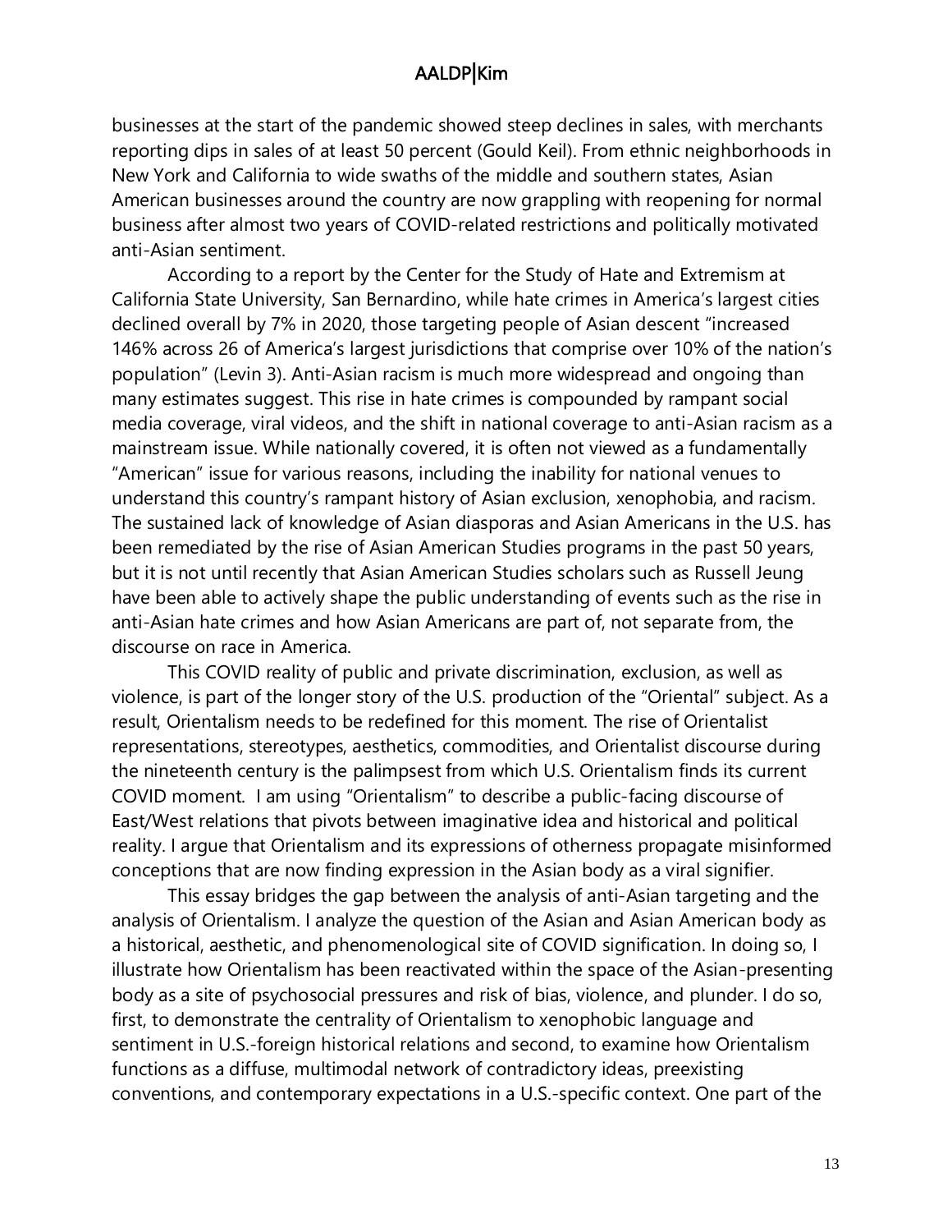businesses at the start of the pandemic showed steep declines in sales, with merchants reporting dips in sales of at least 50 percent (Gould Keil). From ethnic neighborhoods in New York and California to wide swaths of the middle and southern states, Asian American businesses around the country are now grappling with reopening for normal business after almost two years of COVID-related restrictions and politically motivated anti-Asian sentiment.

According to a report by the Center for the Study of Hate and Extremism at California State University, San Bernardino, while hate crimes in America's largest cities declined overall by 7% in 2020, those targeting people of Asian descent "increased 146% across 26 of America's largest jurisdictions that comprise over 10% of the nation's population" (Levin 3). Anti-Asian racism is much more widespread and ongoing than many estimates suggest. This rise in hate crimes is compounded by rampant social media coverage, viral videos, and the shift in national coverage to anti-Asian racism as a mainstream issue. While nationally covered, it is often not viewed as a fundamentally "American" issue for various reasons, including the inability for national venues to understand this country's rampant history of Asian exclusion, xenophobia, and racism. The sustained lack of knowledge of Asian diasporas and Asian Americans in the U.S. has been remediated by the rise of Asian American Studies programs in the past 50 years, but it is not until recently that Asian American Studies scholars such as Russell Jeung have been able to actively shape the public understanding of events such as the rise in anti-Asian hate crimes and how Asian Americans are part of, not separate from, the discourse on race in America.

This COVID reality of public and private discrimination, exclusion, as well as violence, is part of the longer story of the U.S. production of the "Oriental" subject. As a result, Orientalism needs to be redefined for this moment. The rise of Orientalist representations, stereotypes, aesthetics, commodities, and Orientalist discourse during the nineteenth century is the palimpsest from which U.S. Orientalism finds its current COVID moment. I am using "Orientalism" to describe a public-facing discourse of East/West relations that pivots between imaginative idea and historical and political reality. I argue that Orientalism and its expressions of otherness propagate misinformed conceptions that are now finding expression in the Asian body as a viral signifier.

This essay bridges the gap between the analysis of anti-Asian targeting and the analysis of Orientalism. I analyze the question of the Asian and Asian American body as a historical, aesthetic, and phenomenological site of COVID signification. In doing so, I illustrate how Orientalism has been reactivated within the space of the Asian-presenting body as a site of psychosocial pressures and risk of bias, violence, and plunder. I do so, first, to demonstrate the centrality of Orientalism to xenophobic language and sentiment in U.S.-foreign historical relations and second, to examine how Orientalism functions as a diffuse, multimodal network of contradictory ideas, preexisting conventions, and contemporary expectations in a U.S.-specific context. One part of the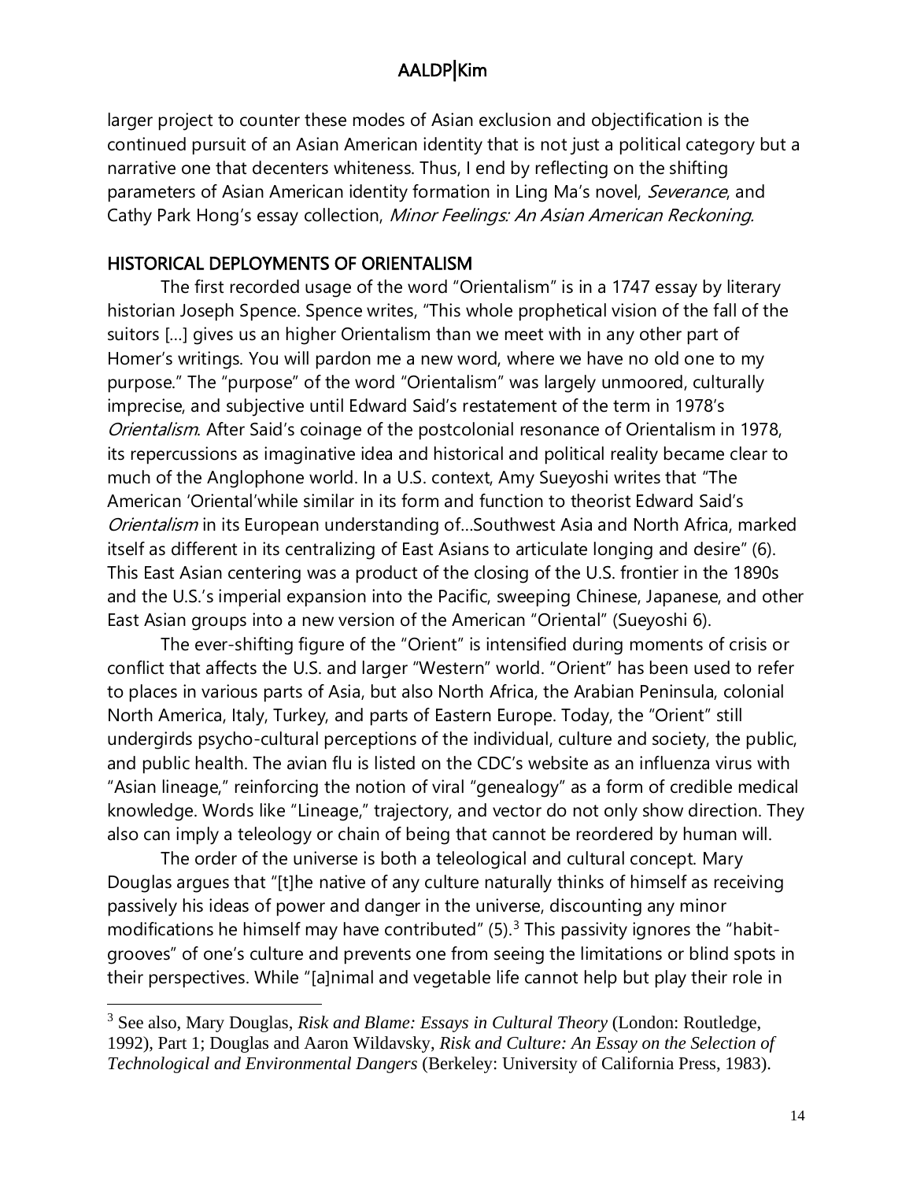larger project to counter these modes of Asian exclusion and objectification is the continued pursuit of an Asian American identity that is not just a political category but a narrative one that decenters whiteness. Thus, I end by reflecting on the shifting parameters of Asian American identity formation in Ling Ma's novel, *Severance*, and Cathy Park Hong's essay collection, *Minor Feelings: An Asian American Reckoning.*

## HISTORICAL DEPLOYMENTS OF ORIENTALISM

The first recorded usage of the word "Orientalism" is in a 1747 essay by literary historian Joseph Spence. Spence writes, "This whole prophetical vision of the fall of the suitors [...] gives us an higher Orientalism than we meet with in any other part of Homer's writings. You will pardon me a new word, where we have no old one to my purpose." The "purpose" of the word "Orientalism" was largely unmoored, culturally imprecise, and subjective until Edward Said's restatement of the term in 1978's *Orientalism*. After Said's coinage of the postcolonial resonance of Orientalism in 1978, its repercussions as imaginative idea and historical and political reality became clear to much of the Anglophone world. In a U.S. context, Amy Sueyoshi writes that "The American 'Oriental'while similar in its form and function to theorist Edward Said's *Orientalism* in its European understanding of…Southwest Asia and North Africa, marked itself as different in its centralizing of East Asians to articulate longing and desire" (6). This East Asian centering was a product of the closing of the U.S. frontier in the 1890s and the U.S.'s imperial expansion into the Pacific, sweeping Chinese, Japanese, and other East Asian groups into a new version of the American "Oriental" (Sueyoshi 6).

The ever-shifting figure of the "Orient" is intensified during moments of crisis or conflict that affects the U.S. and larger "Western" world. "Orient" has been used to refer to places in various parts of Asia, but also North Africa, the Arabian Peninsula, colonial North America, Italy, Turkey, and parts of Eastern Europe. Today, the "Orient" still undergirds psycho-cultural perceptions of the individual, culture and society, the public, and public health. The avian flu is listed on the CDC's website as an influenza virus with "Asian lineage," reinforcing the notion of viral "genealogy" as a form of credible medical knowledge. Words like "Lineage," trajectory, and vector do not only show direction. They also can imply a teleology or chain of being that cannot be reordered by human will.

The order of the universe is both a teleological and cultural concept. Mary Douglas argues that "[t]he native of any culture naturally thinks of himself as receiving passively his ideas of power and danger in the universe, discounting any minor modifications he himself may have contributed" (5).[3] This passivity ignores the "habit-grooves" of one's culture and prevents one from seeing the limitations or blind spots in their perspectives. While "[a]nimal and vegetable life cannot help but play their role in

---

[3] See also, Mary Douglas, *Risk and Blame: Essays in Cultural Theory* (London: Routledge, 1992), Part 1; Douglas and Aaron Wildavsky, *Risk and Culture: An Essay on the Selection of Technological and Environmental Dangers* (Berkeley: University of California Press, 1983).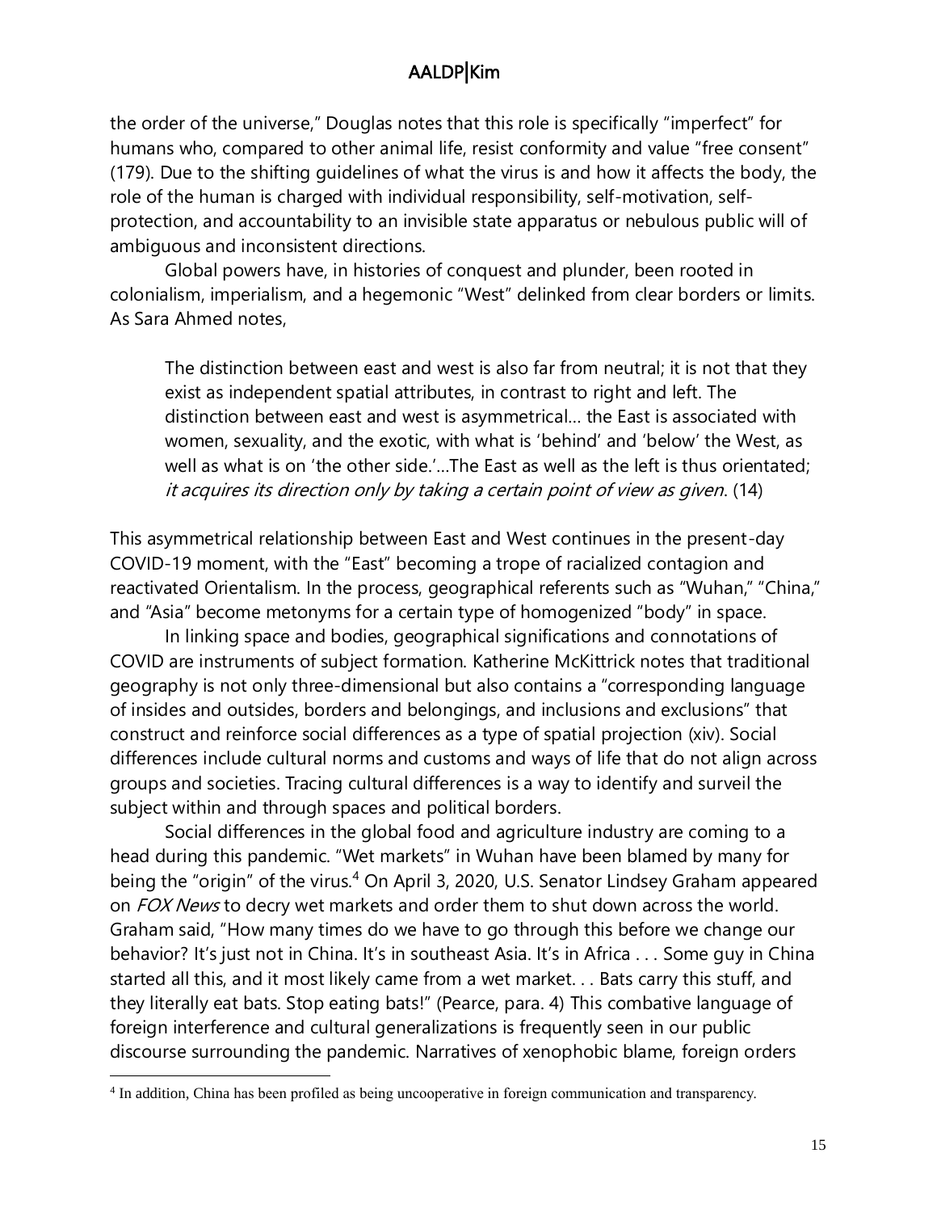the order of the universe," Douglas notes that this role is specifically "imperfect" for humans who, compared to other animal life, resist conformity and value "free consent" (179). Due to the shifting guidelines of what the virus is and how it affects the body, the role of the human is charged with individual responsibility, self-motivation, self-protection, and accountability to an invisible state apparatus or nebulous public will of ambiguous and inconsistent directions.

Global powers have, in histories of conquest and plunder, been rooted in colonialism, imperialism, and a hegemonic "West" delinked from clear borders or limits. As Sara Ahmed notes,

> The distinction between east and west is also far from neutral; it is not that they exist as independent spatial attributes, in contrast to right and left. The distinction between east and west is asymmetrical… the East is associated with women, sexuality, and the exotic, with what is 'behind' and 'below' the West, as well as what is on 'the other side.'…The East as well as the left is thus orientated; *it acquires its direction only by taking a certain point of view as given*. (14)

This asymmetrical relationship between East and West continues in the present-day COVID-19 moment, with the "East" becoming a trope of racialized contagion and reactivated Orientalism. In the process, geographical referents such as "Wuhan," "China," and "Asia" become metonyms for a certain type of homogenized "body" in space.

In linking space and bodies, geographical significations and connotations of COVID are instruments of subject formation. Katherine McKittrick notes that traditional geography is not only three-dimensional but also contains a "corresponding language of insides and outsides, borders and belongings, and inclusions and exclusions" that construct and reinforce social differences as a type of spatial projection (xiv). Social differences include cultural norms and customs and ways of life that do not align across groups and societies. Tracing cultural differences is a way to identify and surveil the subject within and through spaces and political borders.

Social differences in the global food and agriculture industry are coming to a head during this pandemic. "Wet markets" in Wuhan have been blamed by many for being the "origin" of the virus.[4] On April 3, 2020, U.S. Senator Lindsey Graham appeared on *FOX News* to decry wet markets and order them to shut down across the world. Graham said, "How many times do we have to go through this before we change our behavior? It's just not in China. It's in southeast Asia. It's in Africa . . . Some guy in China started all this, and it most likely came from a wet market. . . Bats carry this stuff, and they literally eat bats. Stop eating bats!" (Pearce, para. 4) This combative language of foreign interference and cultural generalizations is frequently seen in our public discourse surrounding the pandemic. Narratives of xenophobic blame, foreign orders

[4] In addition, China has been profiled as being uncooperative in foreign communication and transparency.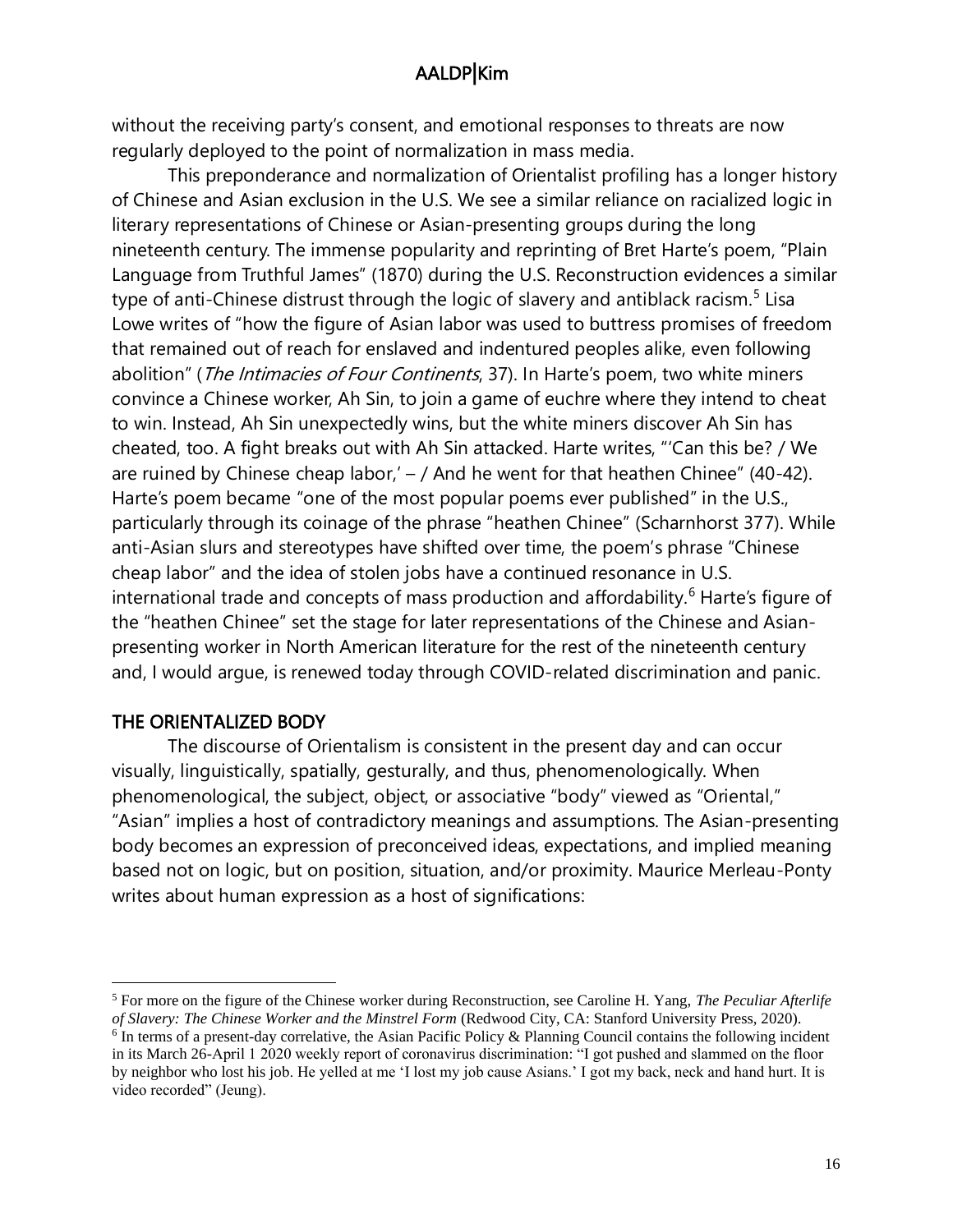without the receiving party's consent, and emotional responses to threats are now regularly deployed to the point of normalization in mass media.

This preponderance and normalization of Orientalist profiling has a longer history of Chinese and Asian exclusion in the U.S. We see a similar reliance on racialized logic in literary representations of Chinese or Asian-presenting groups during the long nineteenth century. The immense popularity and reprinting of Bret Harte's poem, "Plain Language from Truthful James" (1870) during the U.S. Reconstruction evidences a similar type of anti-Chinese distrust through the logic of slavery and antiblack racism.[5] Lisa Lowe writes of "how the figure of Asian labor was used to buttress promises of freedom that remained out of reach for enslaved and indentured peoples alike, even following abolition" (*The Intimacies of Four Continents*, 37). In Harte's poem, two white miners convince a Chinese worker, Ah Sin, to join a game of euchre where they intend to cheat to win. Instead, Ah Sin unexpectedly wins, but the white miners discover Ah Sin has cheated, too. A fight breaks out with Ah Sin attacked. Harte writes, "'Can this be? / We are ruined by Chinese cheap labor,' – / And he went for that heathen Chinee" (40-42). Harte's poem became "one of the most popular poems ever published" in the U.S., particularly through its coinage of the phrase "heathen Chinee" (Scharnhorst 377). While anti-Asian slurs and stereotypes have shifted over time, the poem's phrase "Chinese cheap labor" and the idea of stolen jobs have a continued resonance in U.S. international trade and concepts of mass production and affordability.[6] Harte's figure of the "heathen Chinee" set the stage for later representations of the Chinese and Asian-presenting worker in North American literature for the rest of the nineteenth century and, I would argue, is renewed today through COVID-related discrimination and panic.

## THE ORIENTALIZED BODY

The discourse of Orientalism is consistent in the present day and can occur visually, linguistically, spatially, gesturally, and thus, phenomenologically. When phenomenological, the subject, object, or associative "body" viewed as "Oriental," "Asian" implies a host of contradictory meanings and assumptions. The Asian-presenting body becomes an expression of preconceived ideas, expectations, and implied meaning based not on logic, but on position, situation, and/or proximity. Maurice Merleau-Ponty writes about human expression as a host of significations:

---

[5] For more on the figure of the Chinese worker during Reconstruction, see Caroline H. Yang, *The Peculiar Afterlife of Slavery: The Chinese Worker and the Minstrel Form* (Redwood City, CA: Stanford University Press, 2020).

[6] In terms of a present-day correlative, the Asian Pacific Policy & Planning Council contains the following incident in its March 26-April 1 2020 weekly report of coronavirus discrimination: "I got pushed and slammed on the floor by neighbor who lost his job. He yelled at me 'I lost my job cause Asians.' I got my back, neck and hand hurt. It is video recorded" (Jeung).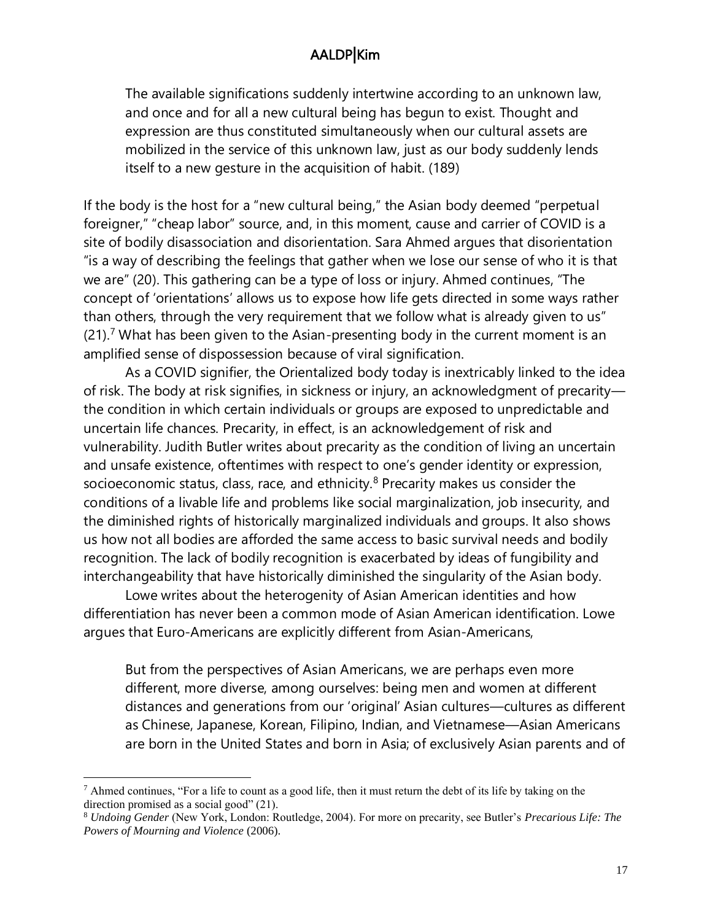> The available significations suddenly intertwine according to an unknown law, and once and for all a new cultural being has begun to exist. Thought and expression are thus constituted simultaneously when our cultural assets are mobilized in the service of this unknown law, just as our body suddenly lends itself to a new gesture in the acquisition of habit. (189)

If the body is the host for a "new cultural being," the Asian body deemed "perpetual foreigner," "cheap labor" source, and, in this moment, cause and carrier of COVID is a site of bodily disassociation and disorientation. Sara Ahmed argues that disorientation "is a way of describing the feelings that gather when we lose our sense of who it is that we are" (20). This gathering can be a type of loss or injury. Ahmed continues, "The concept of 'orientations' allows us to expose how life gets directed in some ways rather than others, through the very requirement that we follow what is already given to us" (21).[7] What has been given to the Asian-presenting body in the current moment is an amplified sense of dispossession because of viral signification.

As a COVID signifier, the Orientalized body today is inextricably linked to the idea of risk. The body at risk signifies, in sickness or injury, an acknowledgment of precarity—the condition in which certain individuals or groups are exposed to unpredictable and uncertain life chances. Precarity, in effect, is an acknowledgement of risk and vulnerability. Judith Butler writes about precarity as the condition of living an uncertain and unsafe existence, oftentimes with respect to one's gender identity or expression, socioeconomic status, class, race, and ethnicity.[8] Precarity makes us consider the conditions of a livable life and problems like social marginalization, job insecurity, and the diminished rights of historically marginalized individuals and groups. It also shows us how not all bodies are afforded the same access to basic survival needs and bodily recognition. The lack of bodily recognition is exacerbated by ideas of fungibility and interchangeability that have historically diminished the singularity of the Asian body.

Lowe writes about the heterogenity of Asian American identities and how differentiation has never been a common mode of Asian American identification. Lowe argues that Euro-Americans are explicitly different from Asian-Americans,

> But from the perspectives of Asian Americans, we are perhaps even more different, more diverse, among ourselves: being men and women at different distances and generations from our 'original' Asian cultures—cultures as different as Chinese, Japanese, Korean, Filipino, Indian, and Vietnamese—Asian Americans are born in the United States and born in Asia; of exclusively Asian parents and of

---

[7] Ahmed continues, "For a life to count as a good life, then it must return the debt of its life by taking on the direction promised as a social good" (21).

[8] *Undoing Gender* (New York, London: Routledge, 2004). For more on precarity, see Butler's *Precarious Life: The Powers of Mourning and Violence* (2006).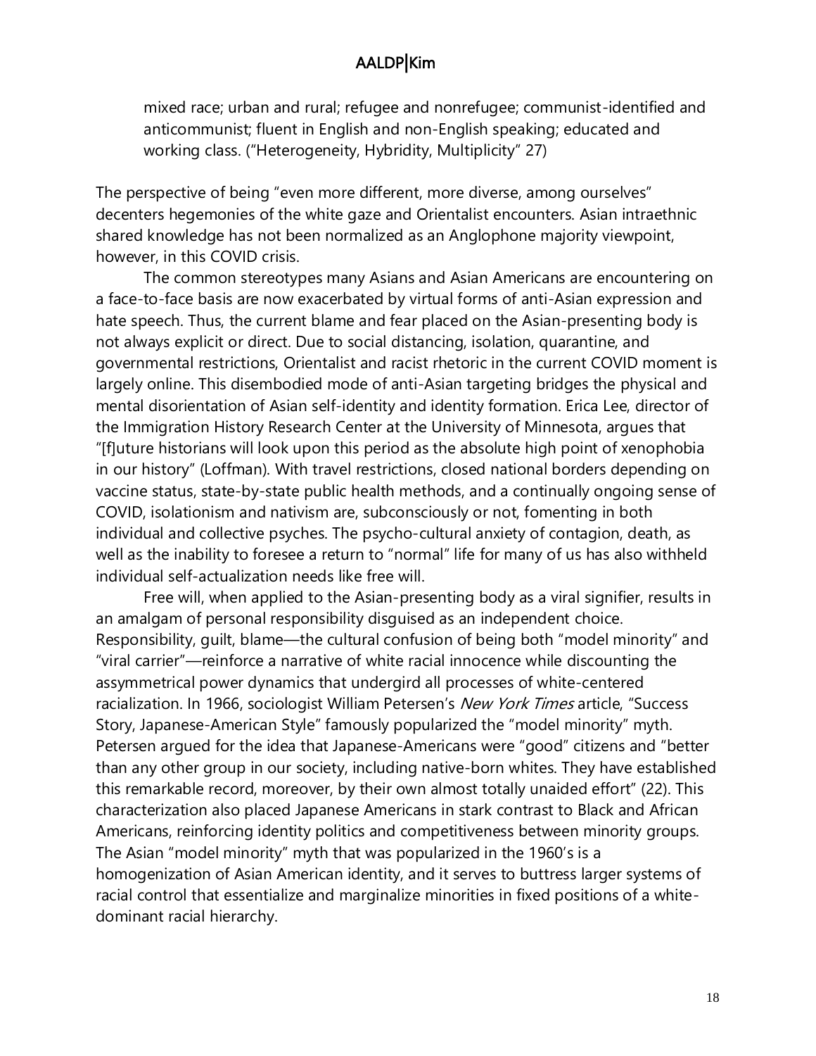> mixed race; urban and rural; refugee and nonrefugee; communist-identified and anticommunist; fluent in English and non-English speaking; educated and working class. ("Heterogeneity, Hybridity, Multiplicity" 27)

The perspective of being "even more different, more diverse, among ourselves" decenters hegemonies of the white gaze and Orientalist encounters. Asian intraethnic shared knowledge has not been normalized as an Anglophone majority viewpoint, however, in this COVID crisis.

The common stereotypes many Asians and Asian Americans are encountering on a face-to-face basis are now exacerbated by virtual forms of anti-Asian expression and hate speech. Thus, the current blame and fear placed on the Asian-presenting body is not always explicit or direct. Due to social distancing, isolation, quarantine, and governmental restrictions, Orientalist and racist rhetoric in the current COVID moment is largely online. This disembodied mode of anti-Asian targeting bridges the physical and mental disorientation of Asian self-identity and identity formation. Erica Lee, director of the Immigration History Research Center at the University of Minnesota, argues that "[f]uture historians will look upon this period as the absolute high point of xenophobia in our history" (Loffman). With travel restrictions, closed national borders depending on vaccine status, state-by-state public health methods, and a continually ongoing sense of COVID, isolationism and nativism are, subconsciously or not, fomenting in both individual and collective psyches. The psycho-cultural anxiety of contagion, death, as well as the inability to foresee a return to "normal" life for many of us has also withheld individual self-actualization needs like free will.

Free will, when applied to the Asian-presenting body as a viral signifier, results in an amalgam of personal responsibility disguised as an independent choice. Responsibility, guilt, blame—the cultural confusion of being both "model minority" and "viral carrier"—reinforce a narrative of white racial innocence while discounting the assymmetrical power dynamics that undergird all processes of white-centered racialization. In 1966, sociologist William Petersen's *New York Times* article, "Success Story, Japanese-American Style" famously popularized the "model minority" myth. Petersen argued for the idea that Japanese-Americans were "good" citizens and "better than any other group in our society, including native-born whites. They have established this remarkable record, moreover, by their own almost totally unaided effort" (22). This characterization also placed Japanese Americans in stark contrast to Black and African Americans, reinforcing identity politics and competitiveness between minority groups. The Asian "model minority" myth that was popularized in the 1960's is a homogenization of Asian American identity, and it serves to buttress larger systems of racial control that essentialize and marginalize minorities in fixed positions of a white-dominant racial hierarchy.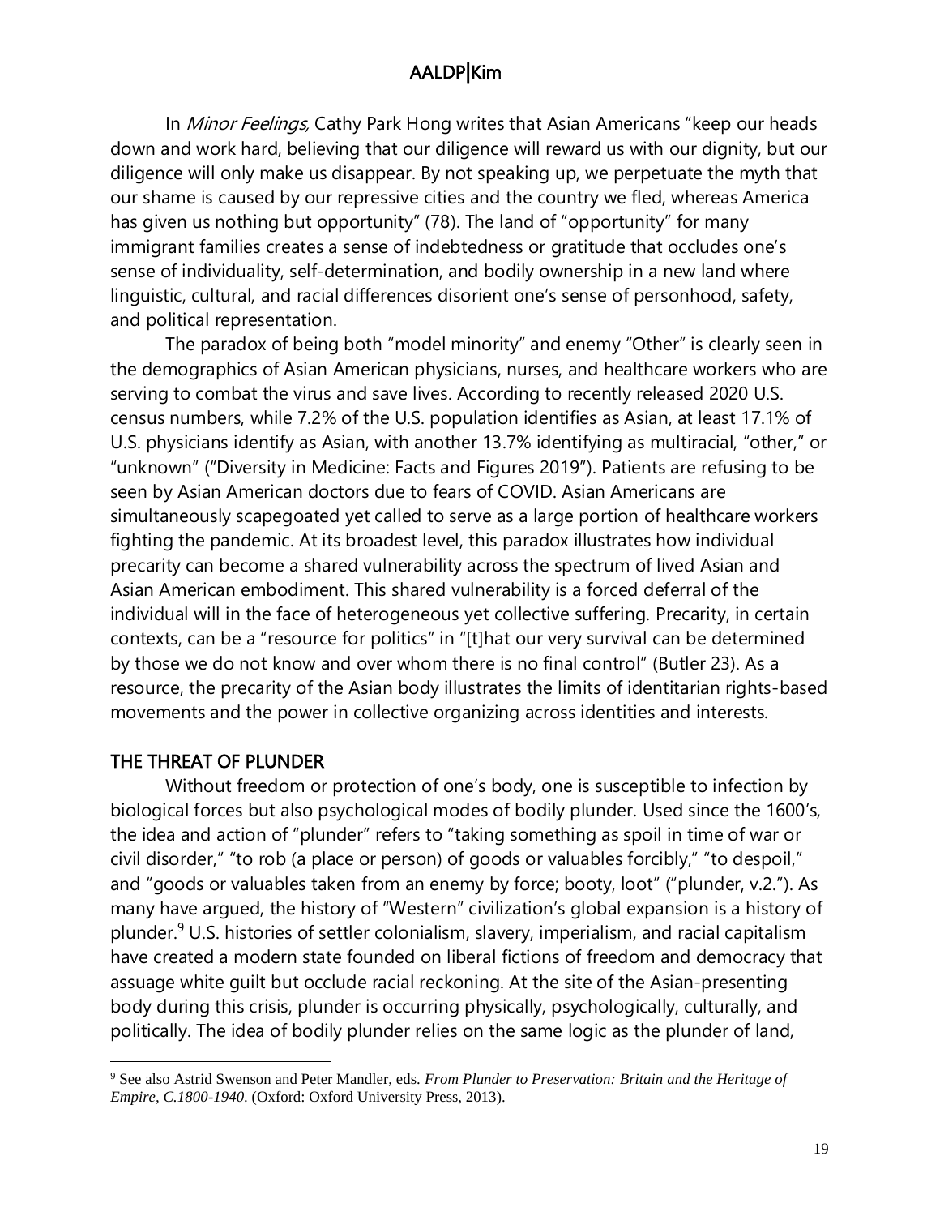In *Minor Feelings,* Cathy Park Hong writes that Asian Americans "keep our heads down and work hard, believing that our diligence will reward us with our dignity, but our diligence will only make us disappear. By not speaking up, we perpetuate the myth that our shame is caused by our repressive cities and the country we fled, whereas America has given us nothing but opportunity" (78). The land of "opportunity" for many immigrant families creates a sense of indebtedness or gratitude that occludes one's sense of individuality, self-determination, and bodily ownership in a new land where linguistic, cultural, and racial differences disorient one's sense of personhood, safety, and political representation.

The paradox of being both "model minority" and enemy "Other" is clearly seen in the demographics of Asian American physicians, nurses, and healthcare workers who are serving to combat the virus and save lives. According to recently released 2020 U.S. census numbers, while 7.2% of the U.S. population identifies as Asian, at least 17.1% of U.S. physicians identify as Asian, with another 13.7% identifying as multiracial, "other," or "unknown" ("Diversity in Medicine: Facts and Figures 2019"). Patients are refusing to be seen by Asian American doctors due to fears of COVID. Asian Americans are simultaneously scapegoated yet called to serve as a large portion of healthcare workers fighting the pandemic. At its broadest level, this paradox illustrates how individual precarity can become a shared vulnerability across the spectrum of lived Asian and Asian American embodiment. This shared vulnerability is a forced deferral of the individual will in the face of heterogeneous yet collective suffering. Precarity, in certain contexts, can be a "resource for politics" in "[t]hat our very survival can be determined by those we do not know and over whom there is no final control" (Butler 23). As a resource, the precarity of the Asian body illustrates the limits of identitarian rights-based movements and the power in collective organizing across identities and interests.

## THE THREAT OF PLUNDER

Without freedom or protection of one's body, one is susceptible to infection by biological forces but also psychological modes of bodily plunder. Used since the 1600's, the idea and action of "plunder" refers to "taking something as spoil in time of war or civil disorder," "to rob (a place or person) of goods or valuables forcibly," "to despoil," and "goods or valuables taken from an enemy by force; booty, loot" ("plunder, v.2."). As many have argued, the history of "Western" civilization's global expansion is a history of plunder.[9] U.S. histories of settler colonialism, slavery, imperialism, and racial capitalism have created a modern state founded on liberal fictions of freedom and democracy that assuage white guilt but occlude racial reckoning. At the site of the Asian-presenting body during this crisis, plunder is occurring physically, psychologically, culturally, and politically. The idea of bodily plunder relies on the same logic as the plunder of land,

[9] See also Astrid Swenson and Peter Mandler, eds. *From Plunder to Preservation: Britain and the Heritage of Empire, C.1800-1940*. (Oxford: Oxford University Press, 2013).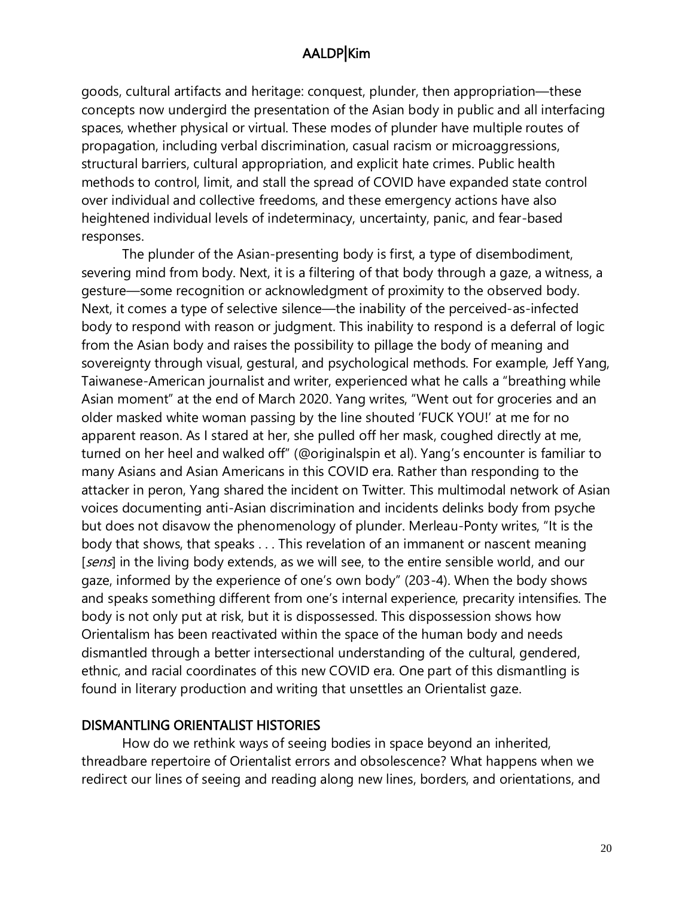goods, cultural artifacts and heritage: conquest, plunder, then appropriation—these concepts now undergird the presentation of the Asian body in public and all interfacing spaces, whether physical or virtual. These modes of plunder have multiple routes of propagation, including verbal discrimination, casual racism or microaggressions, structural barriers, cultural appropriation, and explicit hate crimes. Public health methods to control, limit, and stall the spread of COVID have expanded state control over individual and collective freedoms, and these emergency actions have also heightened individual levels of indeterminacy, uncertainty, panic, and fear-based responses.

The plunder of the Asian-presenting body is first, a type of disembodiment, severing mind from body. Next, it is a filtering of that body through a gaze, a witness, a gesture—some recognition or acknowledgment of proximity to the observed body. Next, it comes a type of selective silence—the inability of the perceived-as-infected body to respond with reason or judgment. This inability to respond is a deferral of logic from the Asian body and raises the possibility to pillage the body of meaning and sovereignty through visual, gestural, and psychological methods. For example, Jeff Yang, Taiwanese-American journalist and writer, experienced what he calls a "breathing while Asian moment" at the end of March 2020. Yang writes, "Went out for groceries and an older masked white woman passing by the line shouted 'FUCK YOU!' at me for no apparent reason. As I stared at her, she pulled off her mask, coughed directly at me, turned on her heel and walked off" (@originalspin et al). Yang's encounter is familiar to many Asians and Asian Americans in this COVID era. Rather than responding to the attacker in peron, Yang shared the incident on Twitter. This multimodal network of Asian voices documenting anti-Asian discrimination and incidents delinks body from psyche but does not disavow the phenomenology of plunder. Merleau-Ponty writes, "It is the body that shows, that speaks . . . This revelation of an immanent or nascent meaning [*sens*] in the living body extends, as we will see, to the entire sensible world, and our gaze, informed by the experience of one's own body" (203-4). When the body shows and speaks something different from one's internal experience, precarity intensifies. The body is not only put at risk, but it is dispossessed. This dispossession shows how Orientalism has been reactivated within the space of the human body and needs dismantled through a better intersectional understanding of the cultural, gendered, ethnic, and racial coordinates of this new COVID era. One part of this dismantling is found in literary production and writing that unsettles an Orientalist gaze.

## DISMANTLING ORIENTALIST HISTORIES

How do we rethink ways of seeing bodies in space beyond an inherited, threadbare repertoire of Orientalist errors and obsolescence? What happens when we redirect our lines of seeing and reading along new lines, borders, and orientations, and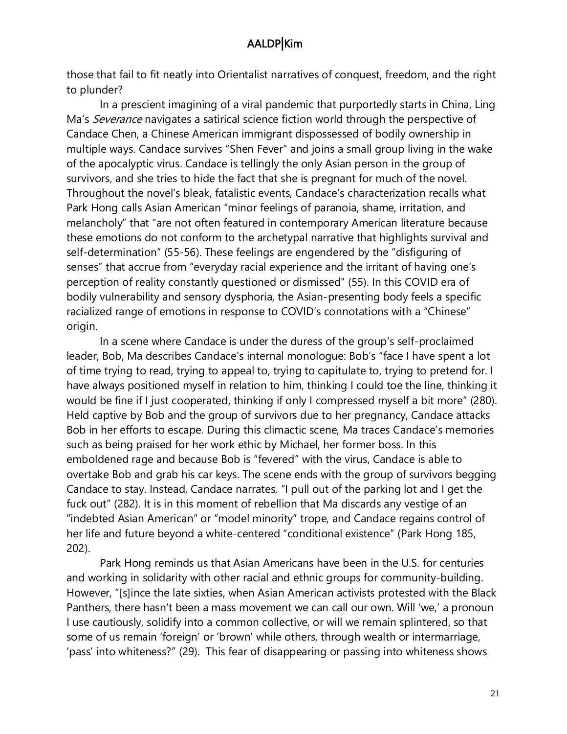those that fail to fit neatly into Orientalist narratives of conquest, freedom, and the right to plunder?

In a prescient imagining of a viral pandemic that purportedly starts in China, Ling Ma's *Severance* navigates a satirical science fiction world through the perspective of Candace Chen, a Chinese American immigrant dispossessed of bodily ownership in multiple ways. Candace survives "Shen Fever" and joins a small group living in the wake of the apocalyptic virus. Candace is tellingly the only Asian person in the group of survivors, and she tries to hide the fact that she is pregnant for much of the novel. Throughout the novel's bleak, fatalistic events, Candace's characterization recalls what Park Hong calls Asian American "minor feelings of paranoia, shame, irritation, and melancholy" that "are not often featured in contemporary American literature because these emotions do not conform to the archetypal narrative that highlights survival and self-determination" (55-56). These feelings are engendered by the "disfiguring of senses" that accrue from "everyday racial experience and the irritant of having one's perception of reality constantly questioned or dismissed" (55). In this COVID era of bodily vulnerability and sensory dysphoria, the Asian-presenting body feels a specific racialized range of emotions in response to COVID's connotations with a "Chinese" origin.

In a scene where Candace is under the duress of the group's self-proclaimed leader, Bob, Ma describes Candace's internal monologue: Bob's "face I have spent a lot of time trying to read, trying to appeal to, trying to capitulate to, trying to pretend for. I have always positioned myself in relation to him, thinking I could toe the line, thinking it would be fine if I just cooperated, thinking if only I compressed myself a bit more" (280). Held captive by Bob and the group of survivors due to her pregnancy, Candace attacks Bob in her efforts to escape. During this climactic scene, Ma traces Candace's memories such as being praised for her work ethic by Michael, her former boss. In this emboldened rage and because Bob is "fevered" with the virus, Candace is able to overtake Bob and grab his car keys. The scene ends with the group of survivors begging Candace to stay. Instead, Candace narrates, "I pull out of the parking lot and I get the fuck out" (282). It is in this moment of rebellion that Ma discards any vestige of an "indebted Asian American" or "model minority" trope, and Candace regains control of her life and future beyond a white-centered "conditional existence" (Park Hong 185, 202).

Park Hong reminds us that Asian Americans have been in the U.S. for centuries and working in solidarity with other racial and ethnic groups for community-building. However, "[s]ince the late sixties, when Asian American activists protested with the Black Panthers, there hasn't been a mass movement we can call our own. Will 'we,' a pronoun I use cautiously, solidify into a common collective, or will we remain splintered, so that some of us remain 'foreign' or 'brown' while others, through wealth or intermarriage, 'pass' into whiteness?" (29). This fear of disappearing or passing into whiteness shows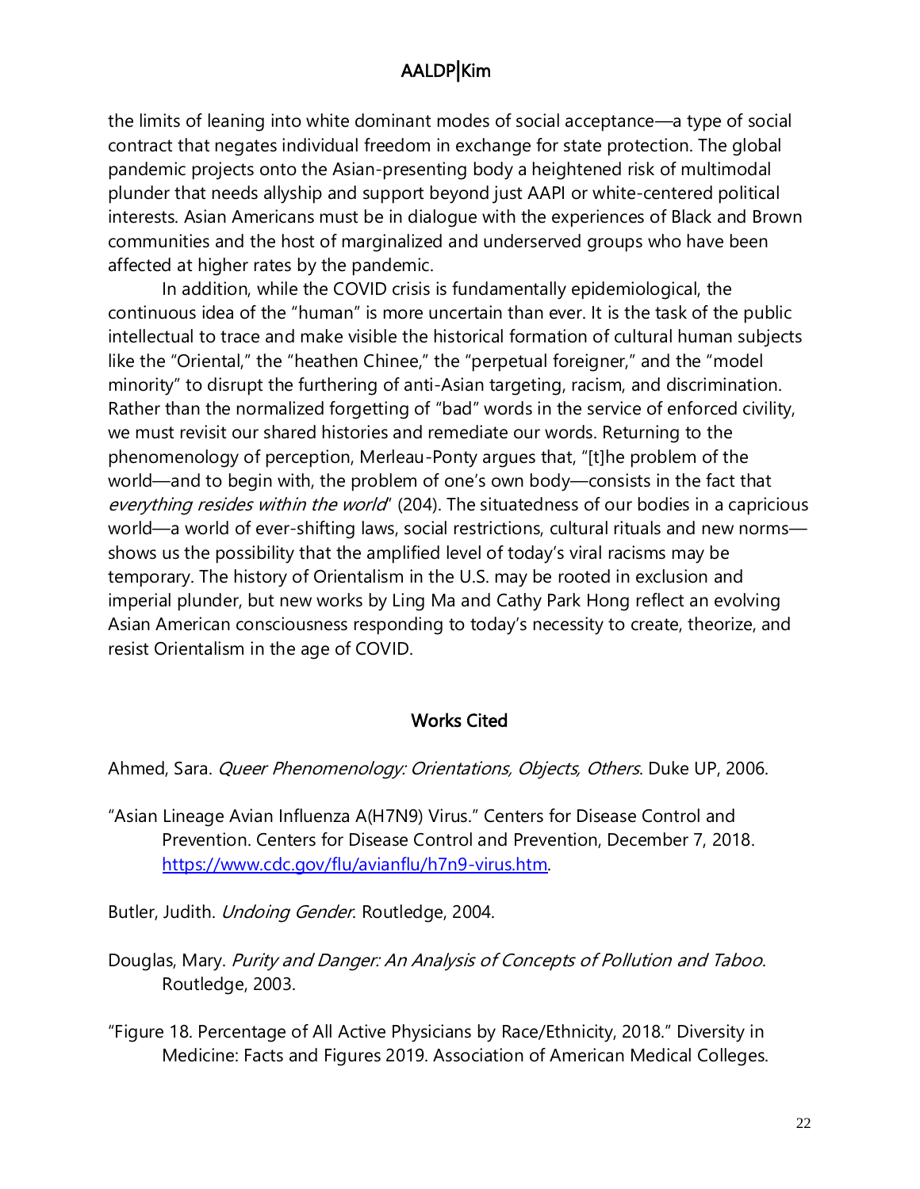the limits of leaning into white dominant modes of social acceptance—a type of social contract that negates individual freedom in exchange for state protection. The global pandemic projects onto the Asian-presenting body a heightened risk of multimodal plunder that needs allyship and support beyond just AAPI or white-centered political interests. Asian Americans must be in dialogue with the experiences of Black and Brown communities and the host of marginalized and underserved groups who have been affected at higher rates by the pandemic.

In addition, while the COVID crisis is fundamentally epidemiological, the continuous idea of the "human" is more uncertain than ever. It is the task of the public intellectual to trace and make visible the historical formation of cultural human subjects like the "Oriental," the "heathen Chinee," the "perpetual foreigner," and the "model minority" to disrupt the furthering of anti-Asian targeting, racism, and discrimination. Rather than the normalized forgetting of "bad" words in the service of enforced civility, we must revisit our shared histories and remediate our words. Returning to the phenomenology of perception, Merleau-Ponty argues that, "[t]he problem of the world—and to begin with, the problem of one's own body—consists in the fact that *everything resides within the world*" (204). The situatedness of our bodies in a capricious world—a world of ever-shifting laws, social restrictions, cultural rituals and new norms—shows us the possibility that the amplified level of today's viral racisms may be temporary. The history of Orientalism in the U.S. may be rooted in exclusion and imperial plunder, but new works by Ling Ma and Cathy Park Hong reflect an evolving Asian American consciousness responding to today's necessity to create, theorize, and resist Orientalism in the age of COVID.

## Works Cited

Ahmed, Sara. *Queer Phenomenology: Orientations, Objects, Others*. Duke UP, 2006.

"Asian Lineage Avian Influenza A(H7N9) Virus." Centers for Disease Control and Prevention. Centers for Disease Control and Prevention, December 7, 2018. https://www.cdc.gov/flu/avianflu/h7n9-virus.htm.

Butler, Judith. *Undoing Gender*. Routledge, 2004.

Douglas, Mary. *Purity and Danger: An Analysis of Concepts of Pollution and Taboo*. Routledge, 2003.

"Figure 18. Percentage of All Active Physicians by Race/Ethnicity, 2018." Diversity in Medicine: Facts and Figures 2019. Association of American Medical Colleges.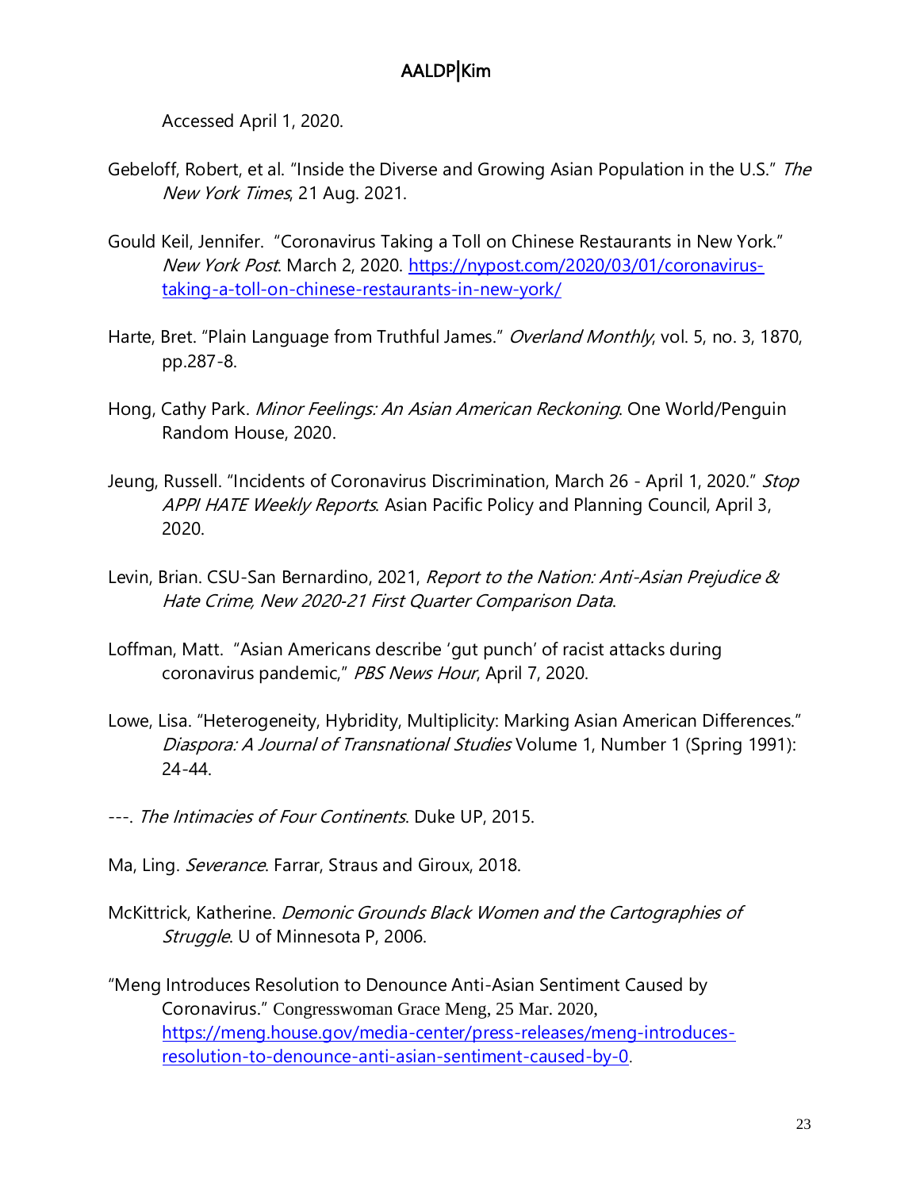Accessed April 1, 2020.

Gebeloff, Robert, et al. "Inside the Diverse and Growing Asian Population in the U.S." *The New York Times*, 21 Aug. 2021.

Gould Keil, Jennifer. "Coronavirus Taking a Toll on Chinese Restaurants in New York." *New York Post*. March 2, 2020. https://nypost.com/2020/03/01/coronavirus-taking-a-toll-on-chinese-restaurants-in-new-york/

Harte, Bret. "Plain Language from Truthful James." *Overland Monthly*, vol. 5, no. 3, 1870, pp.287-8.

Hong, Cathy Park. *Minor Feelings: An Asian American Reckoning*. One World/Penguin Random House, 2020.

Jeung, Russell. "Incidents of Coronavirus Discrimination, March 26 - April 1, 2020." *Stop APPI HATE Weekly Reports*. Asian Pacific Policy and Planning Council, April 3, 2020.

Levin, Brian. CSU-San Bernardino, 2021, *Report to the Nation: Anti-Asian Prejudice & Hate Crime, New 2020-21 First Quarter Comparison Data*.

Loffman, Matt. "Asian Americans describe 'gut punch' of racist attacks during coronavirus pandemic," *PBS News Hour*, April 7, 2020.

Lowe, Lisa. "Heterogeneity, Hybridity, Multiplicity: Marking Asian American Differences." *Diaspora: A Journal of Transnational Studies* Volume 1, Number 1 (Spring 1991): 24-44.

---. *The Intimacies of Four Continents*. Duke UP, 2015.

Ma, Ling. *Severance*. Farrar, Straus and Giroux, 2018.

McKittrick, Katherine. *Demonic Grounds Black Women and the Cartographies of Struggle*. U of Minnesota P, 2006.

"Meng Introduces Resolution to Denounce Anti-Asian Sentiment Caused by Coronavirus." Congresswoman Grace Meng, 25 Mar. 2020, https://meng.house.gov/media-center/press-releases/meng-introduces-resolution-to-denounce-anti-asian-sentiment-caused-by-0.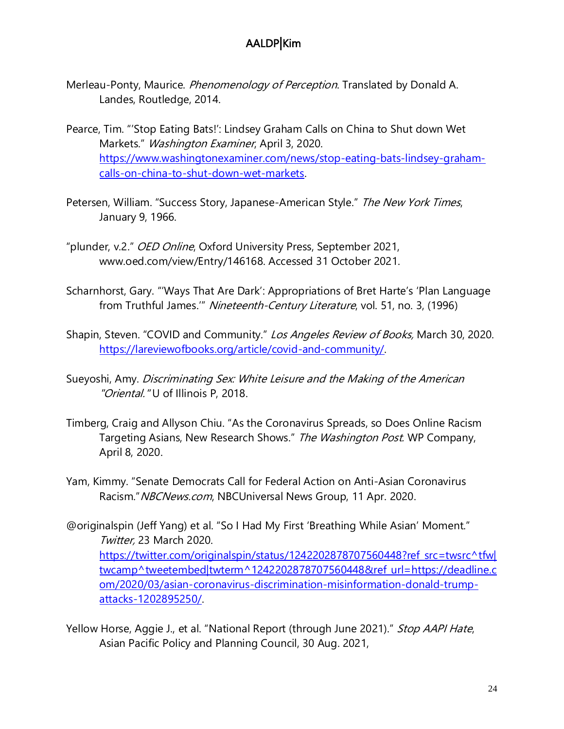Merleau-Ponty, Maurice. *Phenomenology of Perception*. Translated by Donald A. Landes, Routledge, 2014.

Pearce, Tim. "'Stop Eating Bats!': Lindsey Graham Calls on China to Shut down Wet Markets." *Washington Examiner*, April 3, 2020. https://www.washingtonexaminer.com/news/stop-eating-bats-lindsey-graham-calls-on-china-to-shut-down-wet-markets.

Petersen, William. "Success Story, Japanese-American Style." *The New York Times*, January 9, 1966.

"plunder, v.2." *OED Online*, Oxford University Press, September 2021, www.oed.com/view/Entry/146168. Accessed 31 October 2021.

Scharnhorst, Gary. "'Ways That Are Dark': Appropriations of Bret Harte's 'Plan Language from Truthful James.'" *Nineteenth-Century Literature*, vol. 51, no. 3, (1996)

Shapin, Steven. "COVID and Community." *Los Angeles Review of Books,* March 30, 2020. https://lareviewofbooks.org/article/covid-and-community/.

Sueyoshi, Amy. *Discriminating Sex: White Leisure and the Making of the American "Oriental."* U of Illinois P, 2018.

Timberg, Craig and Allyson Chiu. "As the Coronavirus Spreads, so Does Online Racism Targeting Asians, New Research Shows." *The Washington Post.* WP Company, April 8, 2020.

Yam, Kimmy. "Senate Democrats Call for Federal Action on Anti-Asian Coronavirus Racism."*NBCNews.com*, NBCUniversal News Group, 11 Apr. 2020.

@originalspin (Jeff Yang) et al. "So I Had My First 'Breathing While Asian' Moment." *Twitter,* 23 March 2020. https://twitter.com/originalspin/status/1242202878707560448?ref_src=twsrc^tfw|twcamp^tweetembed|twterm^1242202878707560448&ref_url=https://deadline.com/2020/03/asian-coronavirus-discrimination-misinformation-donald-trump-attacks-1202895250/.

Yellow Horse, Aggie J., et al. "National Report (through June 2021)." *Stop AAPI Hate*, Asian Pacific Policy and Planning Council, 30 Aug. 2021,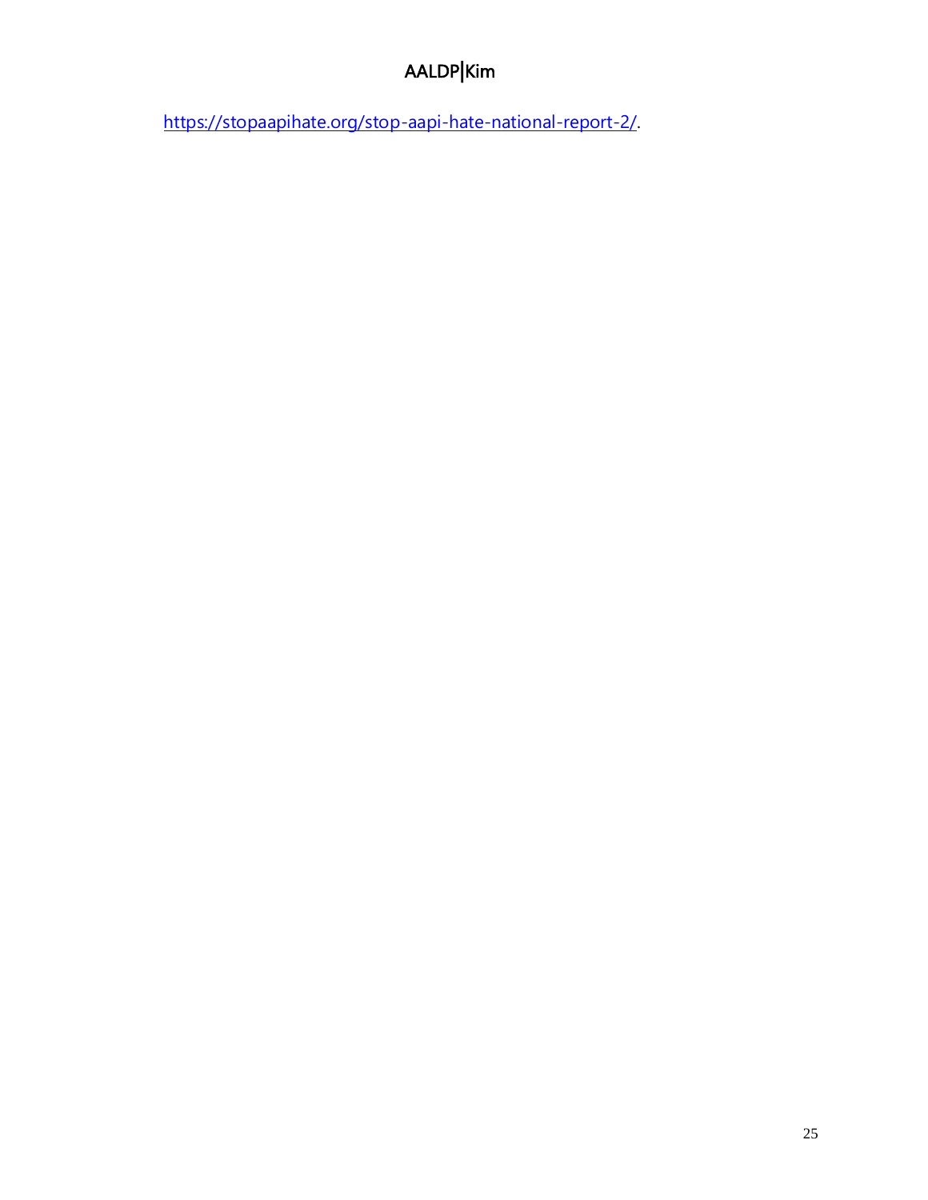https://stopaapihate.org/stop-aapi-hate-national-report-2/.